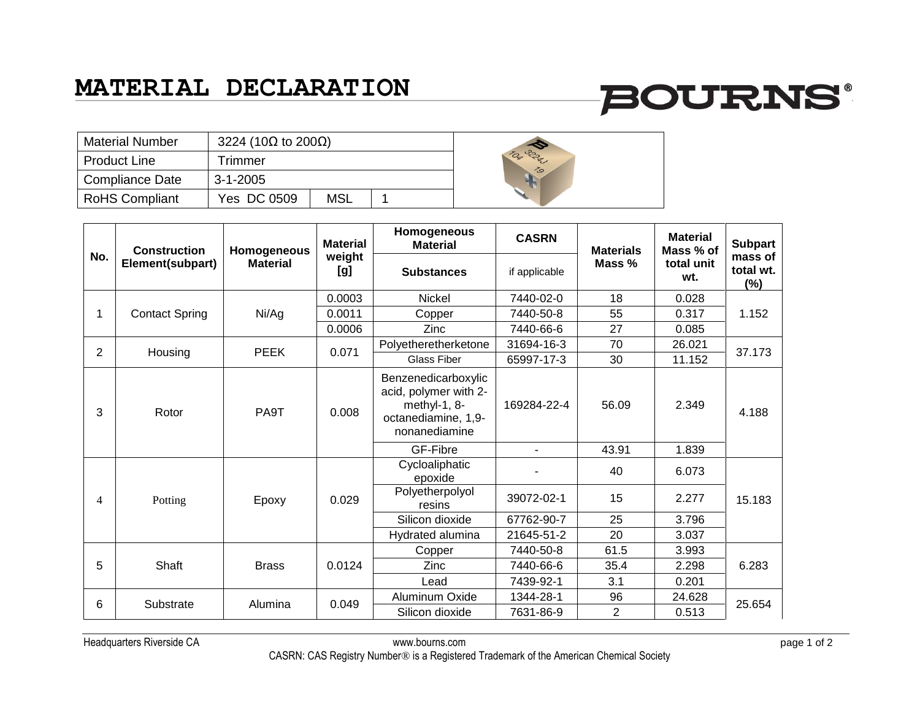# MATERIAL DECLARATION

BOURNS®

| Material Number | 3224 (10Ω to 200Ω) | | |
|---|---|---|---|
| Product Line | Trimmer | | |
| Compliance Date | 3-1-2005 | | |
| RoHS Compliant | Yes DC 0509 | MSL | 1 |

| No. | Construction Element(subpart) | Homogeneous Material | Material weight [g] | Homogeneous Material / Substances | CASRN if applicable | Materials Mass % | Material Mass % of total unit wt. | Subpart mass of total wt. (%) |
|---|---|---|---|---|---|---|---|---|
| 1 | Contact Spring | Ni/Ag | 0.0003 | Nickel | 7440-02-0 | 18 | 0.028 | 1.152 |
| | | | 0.0011 | Copper | 7440-50-8 | 55 | 0.317 | |
| | | | 0.0006 | Zinc | 7440-66-6 | 27 | 0.085 | |
| 2 | Housing | PEEK | 0.071 | Polyetheretherketone | 31694-16-3 | 70 | 26.021 | 37.173 |
| | | | | Glass Fiber | 65997-17-3 | 30 | 11.152 | |
| 3 | Rotor | PA9T | 0.008 | Benzenedicarboxylic acid, polymer with 2-methyl-1, 8-octanediamine, 1,9-nonanediamine | 169284-22-4 | 56.09 | 2.349 | 4.188 |
| | | | | GF-Fibre | - | 43.91 | 1.839 | |
| 4 | Potting | Epoxy | 0.029 | Cycloaliphatic epoxide | - | 40 | 6.073 | 15.183 |
| | | | | Polyetherpolyol resins | 39072-02-1 | 15 | 2.277 | |
| | | | | Silicon dioxide | 67762-90-7 | 25 | 3.796 | |
| | | | | Hydrated alumina | 21645-51-2 | 20 | 3.037 | |
| 5 | Shaft | Brass | 0.0124 | Copper | 7440-50-8 | 61.5 | 3.993 | 6.283 |
| | | | | Zinc | 7440-66-6 | 35.4 | 2.298 | |
| | | | | Lead | 7439-92-1 | 3.1 | 0.201 | |
| 6 | Substrate | Alumina | 0.049 | Aluminum Oxide | 1344-28-1 | 96 | 24.628 | 25.654 |
| | | | | Silicon dioxide | 7631-86-9 | 2 | 0.513 | |

Headquarters Riverside CA www.bourns.com

CASRN: CAS Registry Number® is a Registered Trademark of the American Chemical Society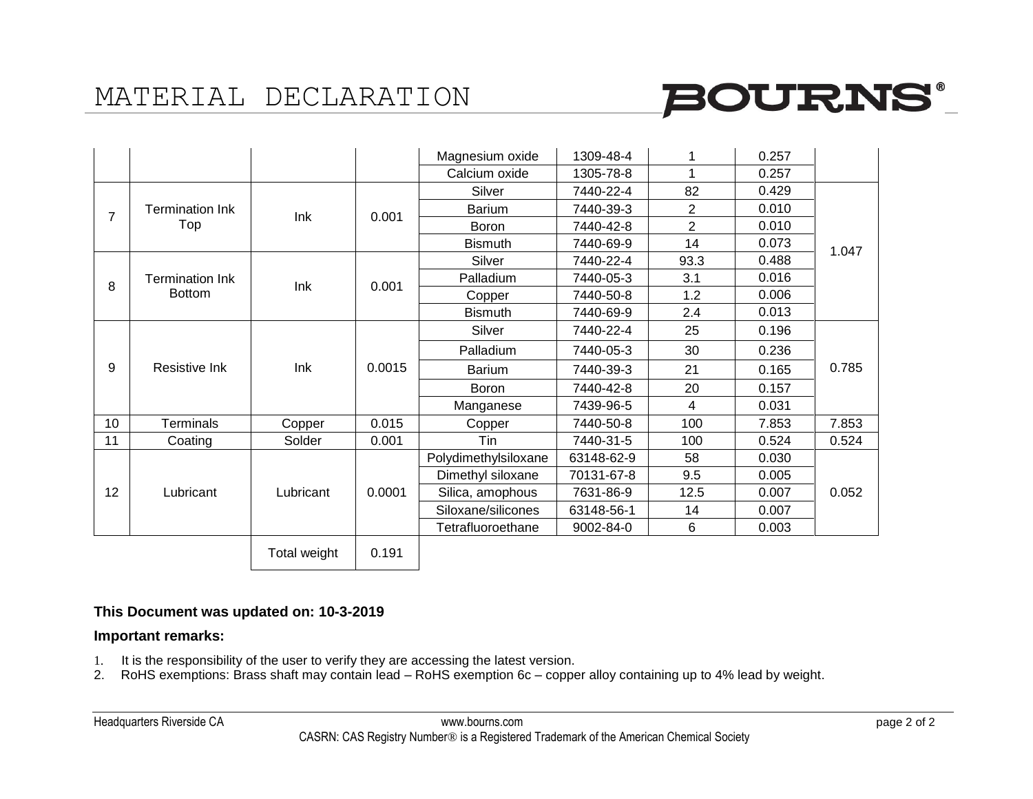# MATERIAL DECLARATION

| | | | | | | | | |
|---|---|---|---|---|---|---|---|---|
| | | | | Magnesium oxide | 1309-48-4 | 1 | 0.257 | |
| | | | | Calcium oxide | 1305-78-8 | 1 | 0.257 | |
| 7 | Termination Ink Top | Ink | 0.001 | Silver | 7440-22-4 | 82 | 0.429 | 1.047 |
| | | | | Barium | 7440-39-3 | 2 | 0.010 | |
| | | | | Boron | 7440-42-8 | 2 | 0.010 | |
| | | | | Bismuth | 7440-69-9 | 14 | 0.073 | |
| 8 | Termination Ink Bottom | Ink | 0.001 | Silver | 7440-22-4 | 93.3 | 0.488 | |
| | | | | Palladium | 7440-05-3 | 3.1 | 0.016 | |
| | | | | Copper | 7440-50-8 | 1.2 | 0.006 | |
| | | | | Bismuth | 7440-69-9 | 2.4 | 0.013 | |
| 9 | Resistive Ink | Ink | 0.0015 | Silver | 7440-22-4 | 25 | 0.196 | 0.785 |
| | | | | Palladium | 7440-05-3 | 30 | 0.236 | |
| | | | | Barium | 7440-39-3 | 21 | 0.165 | |
| | | | | Boron | 7440-42-8 | 20 | 0.157 | |
| | | | | Manganese | 7439-96-5 | 4 | 0.031 | |
| 10 | Terminals | Copper | 0.015 | Copper | 7440-50-8 | 100 | 7.853 | 7.853 |
| 11 | Coating | Solder | 0.001 | Tin | 7440-31-5 | 100 | 0.524 | 0.524 |
| 12 | Lubricant | Lubricant | 0.0001 | Polydimethylsiloxane | 63148-62-9 | 58 | 0.030 | 0.052 |
| | | | | Dimethyl siloxane | 70131-67-8 | 9.5 | 0.005 | |
| | | | | Silica, amophous | 7631-86-9 | 12.5 | 0.007 | |
| | | | | Siloxane/silicones | 63148-56-1 | 14 | 0.007 | |
| | | | | Tetrafluoroethane | 9002-84-0 | 6 | 0.003 | |
| | | Total weight | 0.191 | | | | | |

**This Document was updated on: 10-3-2019**

**Important remarks:**

1. It is the responsibility of the user to verify they are accessing the latest version.
2. RoHS exemptions: Brass shaft may contain lead – RoHS exemption 6c – copper alloy containing up to 4% lead by weight.

Headquarters Riverside CA www.bourns.com

CASRN: CAS Registry Number® is a Registered Trademark of the American Chemical Society